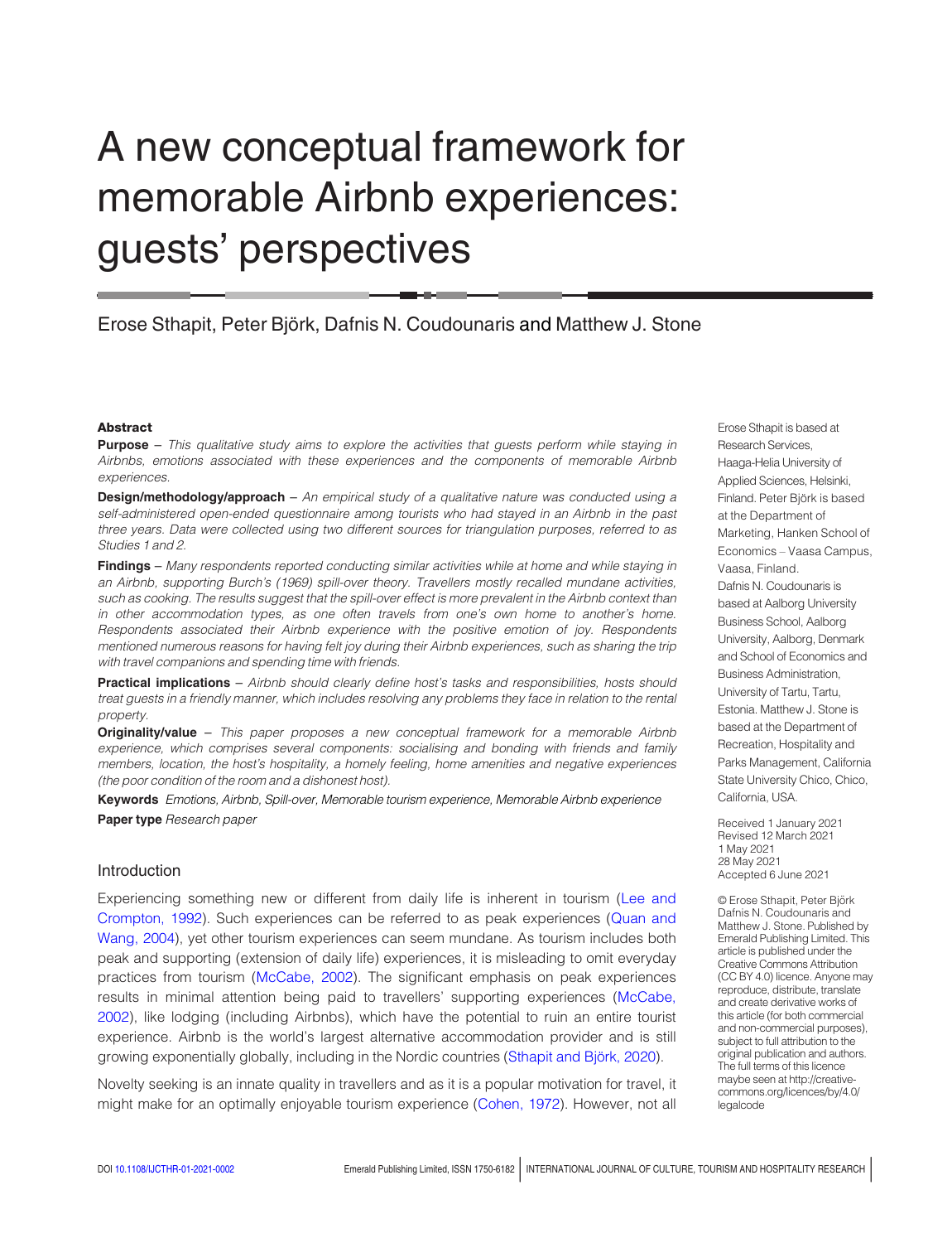# A new conceptual framework for memorable Airbnb experiences: guests' perspectives

Erose Sthapit, Peter Björk, Dafnis N. Coudounaris and Matthew J. Stone

## Abstract

**Purpose** – *This qualitative study aims to explore the activities that guests perform while staying in Airbnbs, emotions associated with these experiences and the components of memorable Airbnb experiences.*

**Design/methodology/approach** – *An empirical study of a qualitative nature was conducted using a self-administered open-ended questionnaire among tourists who had stayed in an Airbnb in the past three years. Data were collected using two different sources for triangulation purposes, referred to as Studies 1 and 2.*

**Findings** – *Many respondents reported conducting similar activities while at home and while staying in an Airbnb, supporting Burch's (1969) spill-over theory. Travellers mostly recalled mundane activities, such as cooking. The results suggest that the spill-over effect is more prevalent in the Airbnb context than in other accommodation types, as one often travels from one's own home to another's home. Respondents associated their Airbnb experience with the positive emotion of joy. Respondents mentioned numerous reasons for having felt joy during their Airbnb experiences, such as sharing the trip with travel companions and spending time with friends.*

**Practical implications** – *Airbnb should clearly define host's tasks and responsibilities, hosts should treat guests in a friendly manner, which includes resolving any problems they face in relation to the rental property.*

**Originality/value** – *This paper proposes a new conceptual framework for a memorable Airbnb experience, which comprises several components: socialising and bonding with friends and family members, location, the host's hospitality, a homely feeling, home amenities and negative experiences (the poor condition of the room and a dishonest host).*

**Keywords** *Emotions, Airbnb, Spill-over, Memorable tourism experience, Memorable Airbnb experience*

**Paper type** *Research paper*

Erose Sthapit is based at Research Services, Haaga-Helia University of Applied Sciences, Helsinki, Finland. Peter Björk is based at the Department of Marketing, Hanken School of Economics – Vaasa Campus, Vaasa, Finland. Dafnis N. Coudounaris is based at Aalborg University Business School, Aalborg University, Aalborg, Denmark and School of Economics and Business Administration, University of Tartu, Tartu, Estonia. Matthew J. Stone is based at the Department of Recreation, Hospitality and Parks Management, California State University Chico, Chico, California, USA.

Received 1 January 2021
Revised 12 March 2021
1 May 2021
28 May 2021
Accepted 6 June 2021

© Erose Sthapit, Peter Björk Dafnis N. Coudounaris and Matthew J. Stone. Published by Emerald Publishing Limited. This article is published under the Creative Commons Attribution (CC BY 4.0) licence. Anyone may reproduce, distribute, translate and create derivative works of this article (for both commercial and non-commercial purposes), subject to full attribution to the original publication and authors. The full terms of this licence maybe seen at http://creativecommons.org/licences/by/4.0/legalcode

## Introduction

Experiencing something new or different from daily life is inherent in tourism (Lee and Crompton, 1992). Such experiences can be referred to as peak experiences (Quan and Wang, 2004), yet other tourism experiences can seem mundane. As tourism includes both peak and supporting (extension of daily life) experiences, it is misleading to omit everyday practices from tourism (McCabe, 2002). The significant emphasis on peak experiences results in minimal attention being paid to travellers' supporting experiences (McCabe, 2002), like lodging (including Airbnbs), which have the potential to ruin an entire tourist experience. Airbnb is the world's largest alternative accommodation provider and is still growing exponentially globally, including in the Nordic countries (Sthapit and Björk, 2020).

Novelty seeking is an innate quality in travellers and as it is a popular motivation for travel, it might make for an optimally enjoyable tourism experience (Cohen, 1972). However, not all

DOI 10.1108/IJCTHR-01-2021-0002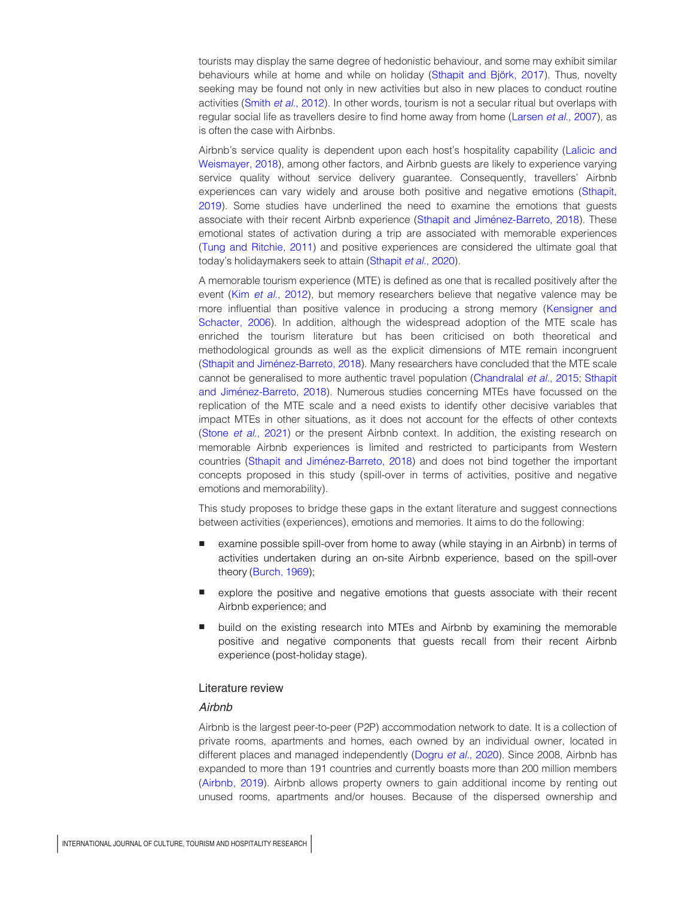tourists may display the same degree of hedonistic behaviour, and some may exhibit similar behaviours while at home and while on holiday (Sthapit and Björk, 2017). Thus, novelty seeking may be found not only in new activities but also in new places to conduct routine activities (Smith *et al.*, 2012). In other words, tourism is not a secular ritual but overlaps with regular social life as travellers desire to find home away from home (Larsen *et al.*, 2007), as is often the case with Airbnbs.

Airbnb's service quality is dependent upon each host's hospitality capability (Lalicic and Weismayer, 2018), among other factors, and Airbnb guests are likely to experience varying service quality without service delivery guarantee. Consequently, travellers' Airbnb experiences can vary widely and arouse both positive and negative emotions (Sthapit, 2019). Some studies have underlined the need to examine the emotions that guests associate with their recent Airbnb experience (Sthapit and Jiménez-Barreto, 2018). These emotional states of activation during a trip are associated with memorable experiences (Tung and Ritchie, 2011) and positive experiences are considered the ultimate goal that today's holidaymakers seek to attain (Sthapit *et al.*, 2020).

A memorable tourism experience (MTE) is defined as one that is recalled positively after the event (Kim *et al.*, 2012), but memory researchers believe that negative valence may be more influential than positive valence in producing a strong memory (Kensigner and Schacter, 2006). In addition, although the widespread adoption of the MTE scale has enriched the tourism literature but has been criticised on both theoretical and methodological grounds as well as the explicit dimensions of MTE remain incongruent (Sthapit and Jiménez-Barreto, 2018). Many researchers have concluded that the MTE scale cannot be generalised to more authentic travel population (Chandralal *et al.*, 2015; Sthapit and Jiménez-Barreto, 2018). Numerous studies concerning MTEs have focussed on the replication of the MTE scale and a need exists to identify other decisive variables that impact MTEs in other situations, as it does not account for the effects of other contexts (Stone *et al.*, 2021) or the present Airbnb context. In addition, the existing research on memorable Airbnb experiences is limited and restricted to participants from Western countries (Sthapit and Jiménez-Barreto, 2018) and does not bind together the important concepts proposed in this study (spill-over in terms of activities, positive and negative emotions and memorability).

This study proposes to bridge these gaps in the extant literature and suggest connections between activities (experiences), emotions and memories. It aims to do the following:

- examine possible spill-over from home to away (while staying in an Airbnb) in terms of activities undertaken during an on-site Airbnb experience, based on the spill-over theory (Burch, 1969);
- explore the positive and negative emotions that guests associate with their recent Airbnb experience; and
- build on the existing research into MTEs and Airbnb by examining the memorable positive and negative components that guests recall from their recent Airbnb experience (post-holiday stage).

## Literature review

### *Airbnb*

Airbnb is the largest peer-to-peer (P2P) accommodation network to date. It is a collection of private rooms, apartments and homes, each owned by an individual owner, located in different places and managed independently (Dogru *et al.*, 2020). Since 2008, Airbnb has expanded to more than 191 countries and currently boasts more than 200 million members (Airbnb, 2019). Airbnb allows property owners to gain additional income by renting out unused rooms, apartments and/or houses. Because of the dispersed ownership and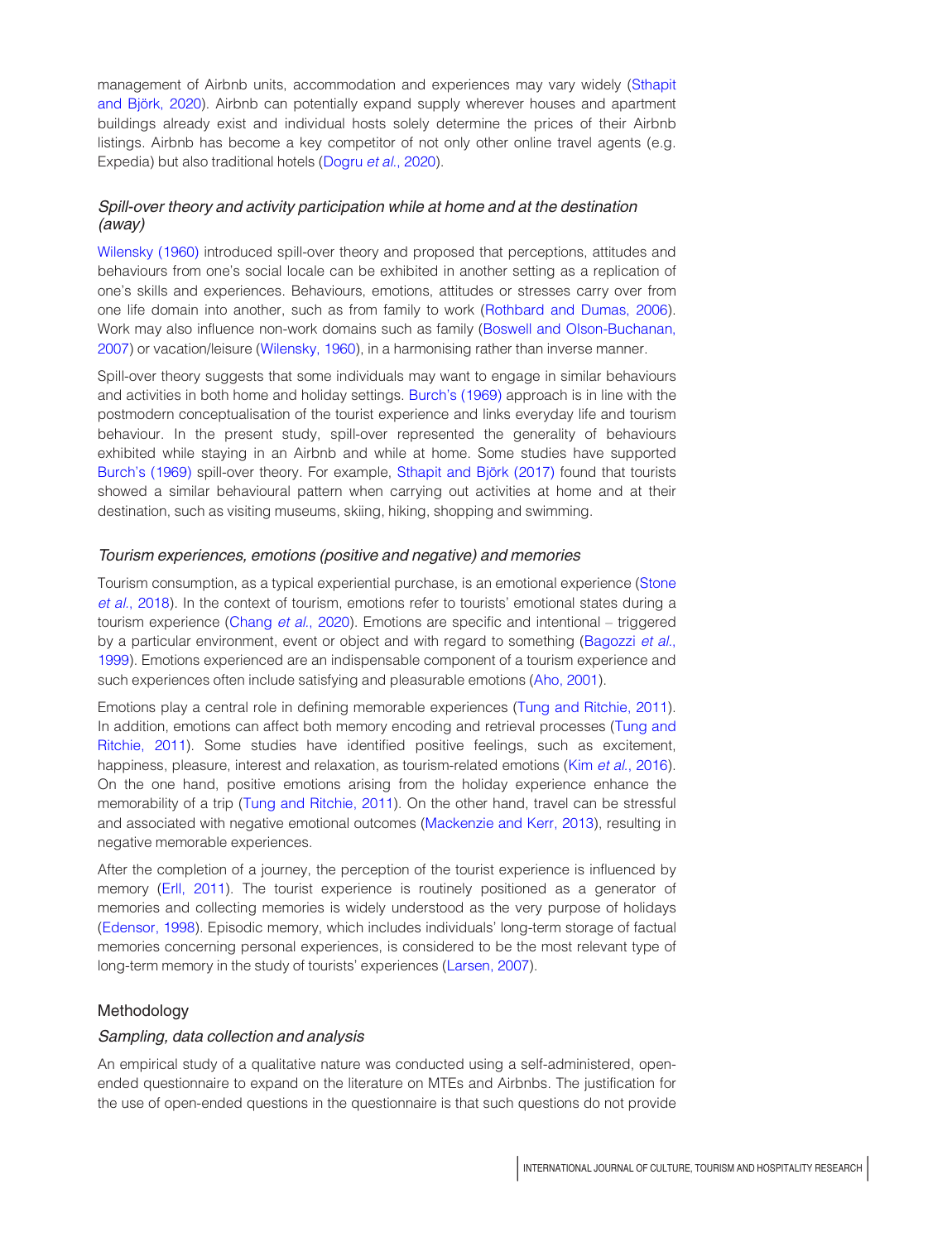management of Airbnb units, accommodation and experiences may vary widely (Sthapit and Björk, 2020). Airbnb can potentially expand supply wherever houses and apartment buildings already exist and individual hosts solely determine the prices of their Airbnb listings. Airbnb has become a key competitor of not only other online travel agents (e.g. Expedia) but also traditional hotels (Dogru *et al.*, 2020).

### *Spill-over theory and activity participation while at home and at the destination (away)*

Wilensky (1960) introduced spill-over theory and proposed that perceptions, attitudes and behaviours from one's social locale can be exhibited in another setting as a replication of one's skills and experiences. Behaviours, emotions, attitudes or stresses carry over from one life domain into another, such as from family to work (Rothbard and Dumas, 2006). Work may also influence non-work domains such as family (Boswell and Olson-Buchanan, 2007) or vacation/leisure (Wilensky, 1960), in a harmonising rather than inverse manner.

Spill-over theory suggests that some individuals may want to engage in similar behaviours and activities in both home and holiday settings. Burch's (1969) approach is in line with the postmodern conceptualisation of the tourist experience and links everyday life and tourism behaviour. In the present study, spill-over represented the generality of behaviours exhibited while staying in an Airbnb and while at home. Some studies have supported Burch's (1969) spill-over theory. For example, Sthapit and Björk (2017) found that tourists showed a similar behavioural pattern when carrying out activities at home and at their destination, such as visiting museums, skiing, hiking, shopping and swimming.

### *Tourism experiences, emotions (positive and negative) and memories*

Tourism consumption, as a typical experiential purchase, is an emotional experience (Stone *et al.*, 2018). In the context of tourism, emotions refer to tourists' emotional states during a tourism experience (Chang *et al.*, 2020). Emotions are specific and intentional – triggered by a particular environment, event or object and with regard to something (Bagozzi *et al.*, 1999). Emotions experienced are an indispensable component of a tourism experience and such experiences often include satisfying and pleasurable emotions (Aho, 2001).

Emotions play a central role in defining memorable experiences (Tung and Ritchie, 2011). In addition, emotions can affect both memory encoding and retrieval processes (Tung and Ritchie, 2011). Some studies have identified positive feelings, such as excitement, happiness, pleasure, interest and relaxation, as tourism-related emotions (Kim *et al.*, 2016). On the one hand, positive emotions arising from the holiday experience enhance the memorability of a trip (Tung and Ritchie, 2011). On the other hand, travel can be stressful and associated with negative emotional outcomes (Mackenzie and Kerr, 2013), resulting in negative memorable experiences.

After the completion of a journey, the perception of the tourist experience is influenced by memory (Erll, 2011). The tourist experience is routinely positioned as a generator of memories and collecting memories is widely understood as the very purpose of holidays (Edensor, 1998). Episodic memory, which includes individuals' long-term storage of factual memories concerning personal experiences, is considered to be the most relevant type of long-term memory in the study of tourists' experiences (Larsen, 2007).

## Methodology

### *Sampling, data collection and analysis*

An empirical study of a qualitative nature was conducted using a self-administered, open-ended questionnaire to expand on the literature on MTEs and Airbnbs. The justification for the use of open-ended questions in the questionnaire is that such questions do not provide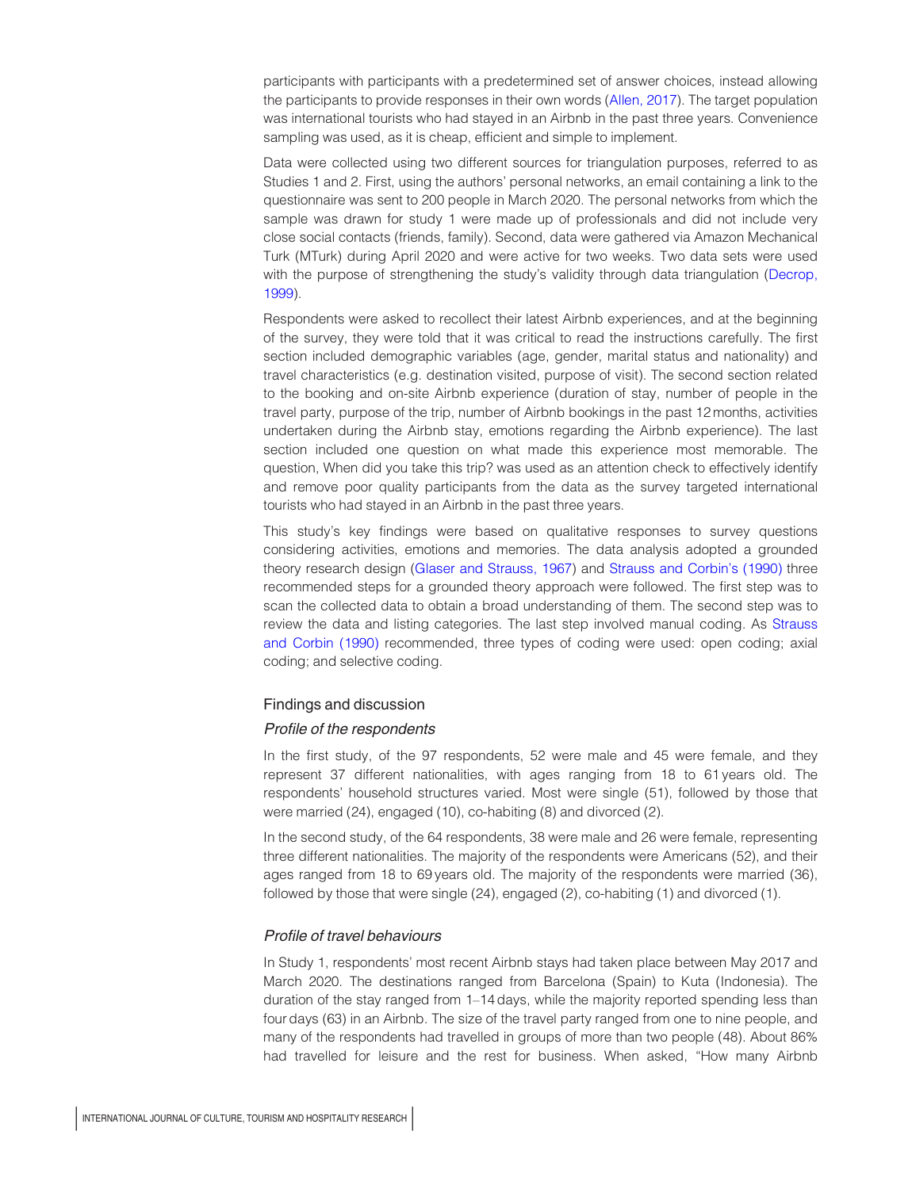participants with participants with a predetermined set of answer choices, instead allowing the participants to provide responses in their own words (Allen, 2017). The target population was international tourists who had stayed in an Airbnb in the past three years. Convenience sampling was used, as it is cheap, efficient and simple to implement.

Data were collected using two different sources for triangulation purposes, referred to as Studies 1 and 2. First, using the authors' personal networks, an email containing a link to the questionnaire was sent to 200 people in March 2020. The personal networks from which the sample was drawn for study 1 were made up of professionals and did not include very close social contacts (friends, family). Second, data were gathered via Amazon Mechanical Turk (MTurk) during April 2020 and were active for two weeks. Two data sets were used with the purpose of strengthening the study's validity through data triangulation (Decrop, 1999).

Respondents were asked to recollect their latest Airbnb experiences, and at the beginning of the survey, they were told that it was critical to read the instructions carefully. The first section included demographic variables (age, gender, marital status and nationality) and travel characteristics (e.g. destination visited, purpose of visit). The second section related to the booking and on-site Airbnb experience (duration of stay, number of people in the travel party, purpose of the trip, number of Airbnb bookings in the past 12 months, activities undertaken during the Airbnb stay, emotions regarding the Airbnb experience). The last section included one question on what made this experience most memorable. The question, When did you take this trip? was used as an attention check to effectively identify and remove poor quality participants from the data as the survey targeted international tourists who had stayed in an Airbnb in the past three years.

This study's key findings were based on qualitative responses to survey questions considering activities, emotions and memories. The data analysis adopted a grounded theory research design (Glaser and Strauss, 1967) and Strauss and Corbin's (1990) three recommended steps for a grounded theory approach were followed. The first step was to scan the collected data to obtain a broad understanding of them. The second step was to review the data and listing categories. The last step involved manual coding. As Strauss and Corbin (1990) recommended, three types of coding were used: open coding; axial coding; and selective coding.

## Findings and discussion

### *Profile of the respondents*

In the first study, of the 97 respondents, 52 were male and 45 were female, and they represent 37 different nationalities, with ages ranging from 18 to 61 years old. The respondents' household structures varied. Most were single (51), followed by those that were married (24), engaged (10), co-habiting (8) and divorced (2).

In the second study, of the 64 respondents, 38 were male and 26 were female, representing three different nationalities. The majority of the respondents were Americans (52), and their ages ranged from 18 to 69 years old. The majority of the respondents were married (36), followed by those that were single (24), engaged (2), co-habiting (1) and divorced (1).

### *Profile of travel behaviours*

In Study 1, respondents' most recent Airbnb stays had taken place between May 2017 and March 2020. The destinations ranged from Barcelona (Spain) to Kuta (Indonesia). The duration of the stay ranged from 1–14 days, while the majority reported spending less than four days (63) in an Airbnb. The size of the travel party ranged from one to nine people, and many of the respondents had travelled in groups of more than two people (48). About 86% had travelled for leisure and the rest for business. When asked, "How many Airbnb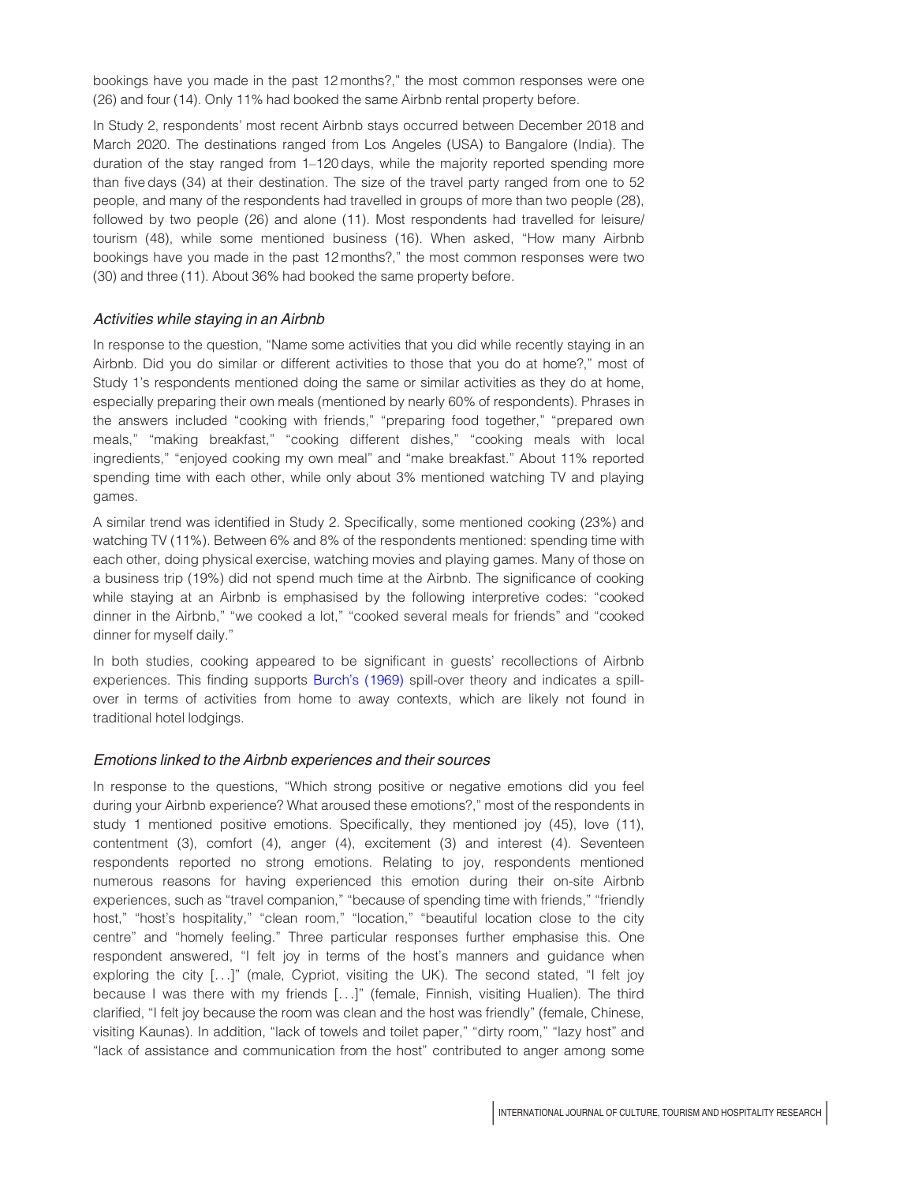bookings have you made in the past 12 months?," the most common responses were one (26) and four (14). Only 11% had booked the same Airbnb rental property before.

In Study 2, respondents' most recent Airbnb stays occurred between December 2018 and March 2020. The destinations ranged from Los Angeles (USA) to Bangalore (India). The duration of the stay ranged from 1–120 days, while the majority reported spending more than five days (34) at their destination. The size of the travel party ranged from one to 52 people, and many of the respondents had travelled in groups of more than two people (28), followed by two people (26) and alone (11). Most respondents had travelled for leisure/tourism (48), while some mentioned business (16). When asked, "How many Airbnb bookings have you made in the past 12 months?," the most common responses were two (30) and three (11). About 36% had booked the same property before.

### *Activities while staying in an Airbnb*

In response to the question, "Name some activities that you did while recently staying in an Airbnb. Did you do similar or different activities to those that you do at home?," most of Study 1's respondents mentioned doing the same or similar activities as they do at home, especially preparing their own meals (mentioned by nearly 60% of respondents). Phrases in the answers included "cooking with friends," "preparing food together," "prepared own meals," "making breakfast," "cooking different dishes," "cooking meals with local ingredients," "enjoyed cooking my own meal" and "make breakfast." About 11% reported spending time with each other, while only about 3% mentioned watching TV and playing games.

A similar trend was identified in Study 2. Specifically, some mentioned cooking (23%) and watching TV (11%). Between 6% and 8% of the respondents mentioned: spending time with each other, doing physical exercise, watching movies and playing games. Many of those on a business trip (19%) did not spend much time at the Airbnb. The significance of cooking while staying at an Airbnb is emphasised by the following interpretive codes: "cooked dinner in the Airbnb," "we cooked a lot," "cooked several meals for friends" and "cooked dinner for myself daily."

In both studies, cooking appeared to be significant in guests' recollections of Airbnb experiences. This finding supports Burch's (1969) spill-over theory and indicates a spill-over in terms of activities from home to away contexts, which are likely not found in traditional hotel lodgings.

### *Emotions linked to the Airbnb experiences and their sources*

In response to the questions, "Which strong positive or negative emotions did you feel during your Airbnb experience? What aroused these emotions?," most of the respondents in study 1 mentioned positive emotions. Specifically, they mentioned joy (45), love (11), contentment (3), comfort (4), anger (4), excitement (3) and interest (4). Seventeen respondents reported no strong emotions. Relating to joy, respondents mentioned numerous reasons for having experienced this emotion during their on-site Airbnb experiences, such as "travel companion," "because of spending time with friends," "friendly host," "host's hospitality," "clean room," "location," "beautiful location close to the city centre" and "homely feeling." Three particular responses further emphasise this. One respondent answered, "I felt joy in terms of the host's manners and guidance when exploring the city [...]" (male, Cypriot, visiting the UK). The second stated, "I felt joy because I was there with my friends [...]" (female, Finnish, visiting Hualien). The third clarified, "I felt joy because the room was clean and the host was friendly" (female, Chinese, visiting Kaunas). In addition, "lack of towels and toilet paper," "dirty room," "lazy host" and "lack of assistance and communication from the host" contributed to anger among some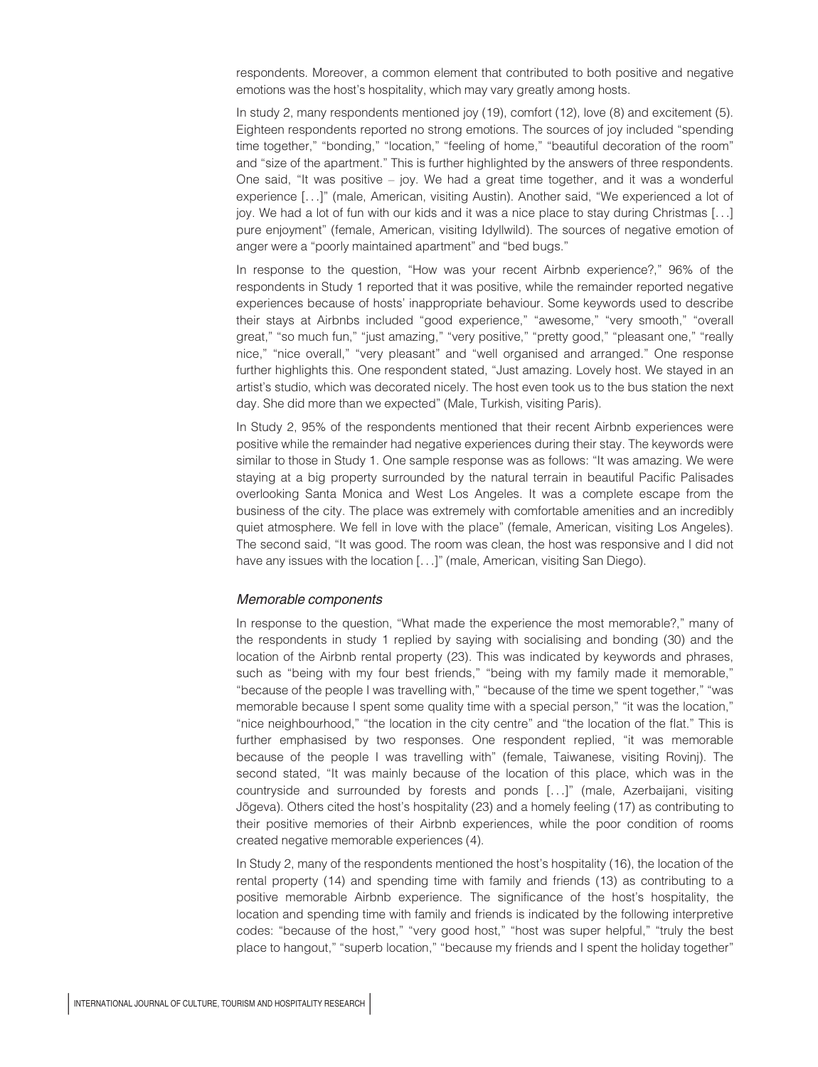respondents. Moreover, a common element that contributed to both positive and negative emotions was the host's hospitality, which may vary greatly among hosts.

In study 2, many respondents mentioned joy (19), comfort (12), love (8) and excitement (5). Eighteen respondents reported no strong emotions. The sources of joy included "spending time together," "bonding," "location," "feeling of home," "beautiful decoration of the room" and "size of the apartment." This is further highlighted by the answers of three respondents. One said, "It was positive – joy. We had a great time together, and it was a wonderful experience [...]" (male, American, visiting Austin). Another said, "We experienced a lot of joy. We had a lot of fun with our kids and it was a nice place to stay during Christmas [...] pure enjoyment" (female, American, visiting Idyllwild). The sources of negative emotion of anger were a "poorly maintained apartment" and "bed bugs."

In response to the question, "How was your recent Airbnb experience?," 96% of the respondents in Study 1 reported that it was positive, while the remainder reported negative experiences because of hosts' inappropriate behaviour. Some keywords used to describe their stays at Airbnbs included "good experience," "awesome," "very smooth," "overall great," "so much fun," "just amazing," "very positive," "pretty good," "pleasant one," "really nice," "nice overall," "very pleasant" and "well organised and arranged." One response further highlights this. One respondent stated, "Just amazing. Lovely host. We stayed in an artist's studio, which was decorated nicely. The host even took us to the bus station the next day. She did more than we expected" (Male, Turkish, visiting Paris).

In Study 2, 95% of the respondents mentioned that their recent Airbnb experiences were positive while the remainder had negative experiences during their stay. The keywords were similar to those in Study 1. One sample response was as follows: "It was amazing. We were staying at a big property surrounded by the natural terrain in beautiful Pacific Palisades overlooking Santa Monica and West Los Angeles. It was a complete escape from the business of the city. The place was extremely with comfortable amenities and an incredibly quiet atmosphere. We fell in love with the place" (female, American, visiting Los Angeles). The second said, "It was good. The room was clean, the host was responsive and I did not have any issues with the location [...]" (male, American, visiting San Diego).

### *Memorable components*

In response to the question, "What made the experience the most memorable?," many of the respondents in study 1 replied by saying with socialising and bonding (30) and the location of the Airbnb rental property (23). This was indicated by keywords and phrases, such as "being with my four best friends," "being with my family made it memorable," "because of the people I was travelling with," "because of the time we spent together," "was memorable because I spent some quality time with a special person," "it was the location," "nice neighbourhood," "the location in the city centre" and "the location of the flat." This is further emphasised by two responses. One respondent replied, "it was memorable because of the people I was travelling with" (female, Taiwanese, visiting Rovinj). The second stated, "It was mainly because of the location of this place, which was in the countryside and surrounded by forests and ponds [...]" (male, Azerbaijani, visiting Jõgeva). Others cited the host's hospitality (23) and a homely feeling (17) as contributing to their positive memories of their Airbnb experiences, while the poor condition of rooms created negative memorable experiences (4).

In Study 2, many of the respondents mentioned the host's hospitality (16), the location of the rental property (14) and spending time with family and friends (13) as contributing to a positive memorable Airbnb experience. The significance of the host's hospitality, the location and spending time with family and friends is indicated by the following interpretive codes: "because of the host," "very good host," "host was super helpful," "truly the best place to hangout," "superb location," "because my friends and I spent the holiday together"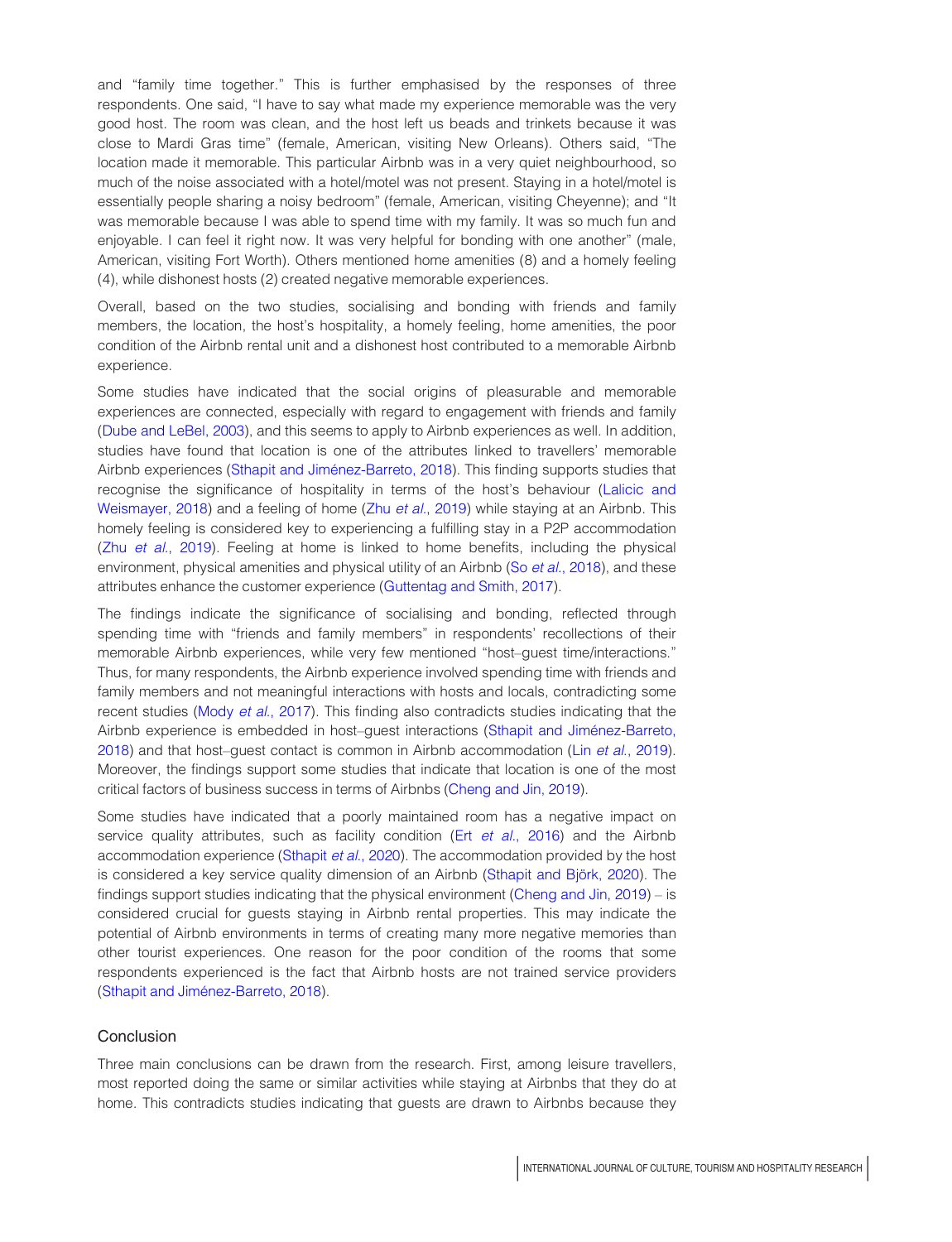and "family time together." This is further emphasised by the responses of three respondents. One said, "I have to say what made my experience memorable was the very good host. The room was clean, and the host left us beads and trinkets because it was close to Mardi Gras time" (female, American, visiting New Orleans). Others said, "The location made it memorable. This particular Airbnb was in a very quiet neighbourhood, so much of the noise associated with a hotel/motel was not present. Staying in a hotel/motel is essentially people sharing a noisy bedroom" (female, American, visiting Cheyenne); and "It was memorable because I was able to spend time with my family. It was so much fun and enjoyable. I can feel it right now. It was very helpful for bonding with one another" (male, American, visiting Fort Worth). Others mentioned home amenities (8) and a homely feeling (4), while dishonest hosts (2) created negative memorable experiences.

Overall, based on the two studies, socialising and bonding with friends and family members, the location, the host's hospitality, a homely feeling, home amenities, the poor condition of the Airbnb rental unit and a dishonest host contributed to a memorable Airbnb experience.

Some studies have indicated that the social origins of pleasurable and memorable experiences are connected, especially with regard to engagement with friends and family (Dube and LeBel, 2003), and this seems to apply to Airbnb experiences as well. In addition, studies have found that location is one of the attributes linked to travellers' memorable Airbnb experiences (Sthapit and Jiménez-Barreto, 2018). This finding supports studies that recognise the significance of hospitality in terms of the host's behaviour (Lalicic and Weismayer, 2018) and a feeling of home (Zhu *et al.*, 2019) while staying at an Airbnb. This homely feeling is considered key to experiencing a fulfilling stay in a P2P accommodation (Zhu *et al.*, 2019). Feeling at home is linked to home benefits, including the physical environment, physical amenities and physical utility of an Airbnb (So *et al.*, 2018), and these attributes enhance the customer experience (Guttentag and Smith, 2017).

The findings indicate the significance of socialising and bonding, reflected through spending time with "friends and family members" in respondents' recollections of their memorable Airbnb experiences, while very few mentioned "host–guest time/interactions." Thus, for many respondents, the Airbnb experience involved spending time with friends and family members and not meaningful interactions with hosts and locals, contradicting some recent studies (Mody *et al.*, 2017). This finding also contradicts studies indicating that the Airbnb experience is embedded in host–guest interactions (Sthapit and Jiménez-Barreto, 2018) and that host–guest contact is common in Airbnb accommodation (Lin *et al.*, 2019). Moreover, the findings support some studies that indicate that location is one of the most critical factors of business success in terms of Airbnbs (Cheng and Jin, 2019).

Some studies have indicated that a poorly maintained room has a negative impact on service quality attributes, such as facility condition (Ert *et al.*, 2016) and the Airbnb accommodation experience (Sthapit *et al.*, 2020). The accommodation provided by the host is considered a key service quality dimension of an Airbnb (Sthapit and Björk, 2020). The findings support studies indicating that the physical environment (Cheng and Jin, 2019) – is considered crucial for guests staying in Airbnb rental properties. This may indicate the potential of Airbnb environments in terms of creating many more negative memories than other tourist experiences. One reason for the poor condition of the rooms that some respondents experienced is the fact that Airbnb hosts are not trained service providers (Sthapit and Jiménez-Barreto, 2018).

## Conclusion

Three main conclusions can be drawn from the research. First, among leisure travellers, most reported doing the same or similar activities while staying at Airbnbs that they do at home. This contradicts studies indicating that guests are drawn to Airbnbs because they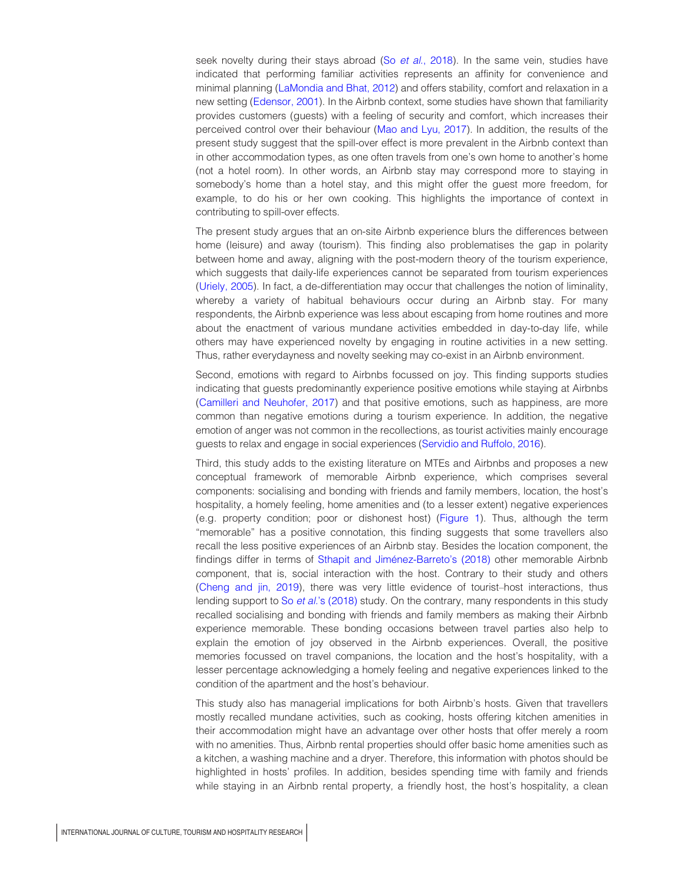seek novelty during their stays abroad (So *et al.*, 2018). In the same vein, studies have indicated that performing familiar activities represents an affinity for convenience and minimal planning (LaMondia and Bhat, 2012) and offers stability, comfort and relaxation in a new setting (Edensor, 2001). In the Airbnb context, some studies have shown that familiarity provides customers (guests) with a feeling of security and comfort, which increases their perceived control over their behaviour (Mao and Lyu, 2017). In addition, the results of the present study suggest that the spill-over effect is more prevalent in the Airbnb context than in other accommodation types, as one often travels from one's own home to another's home (not a hotel room). In other words, an Airbnb stay may correspond more to staying in somebody's home than a hotel stay, and this might offer the guest more freedom, for example, to do his or her own cooking. This highlights the importance of context in contributing to spill-over effects.

The present study argues that an on-site Airbnb experience blurs the differences between home (leisure) and away (tourism). This finding also problematises the gap in polarity between home and away, aligning with the post-modern theory of the tourism experience, which suggests that daily-life experiences cannot be separated from tourism experiences (Uriely, 2005). In fact, a de-differentiation may occur that challenges the notion of liminality, whereby a variety of habitual behaviours occur during an Airbnb stay. For many respondents, the Airbnb experience was less about escaping from home routines and more about the enactment of various mundane activities embedded in day-to-day life, while others may have experienced novelty by engaging in routine activities in a new setting. Thus, rather everydayness and novelty seeking may co-exist in an Airbnb environment.

Second, emotions with regard to Airbnbs focussed on joy. This finding supports studies indicating that guests predominantly experience positive emotions while staying at Airbnbs (Camilleri and Neuhofer, 2017) and that positive emotions, such as happiness, are more common than negative emotions during a tourism experience. In addition, the negative emotion of anger was not common in the recollections, as tourist activities mainly encourage guests to relax and engage in social experiences (Servidio and Ruffolo, 2016).

Third, this study adds to the existing literature on MTEs and Airbnbs and proposes a new conceptual framework of memorable Airbnb experience, which comprises several components: socialising and bonding with friends and family members, location, the host's hospitality, a homely feeling, home amenities and (to a lesser extent) negative experiences (e.g. property condition; poor or dishonest host) (Figure 1). Thus, although the term "memorable" has a positive connotation, this finding suggests that some travellers also recall the less positive experiences of an Airbnb stay. Besides the location component, the findings differ in terms of Sthapit and Jiménez-Barreto's (2018) other memorable Airbnb component, that is, social interaction with the host. Contrary to their study and others (Cheng and jin, 2019), there was very little evidence of tourist–host interactions, thus lending support to So *et al.*'s (2018) study. On the contrary, many respondents in this study recalled socialising and bonding with friends and family members as making their Airbnb experience memorable. These bonding occasions between travel parties also help to explain the emotion of joy observed in the Airbnb experiences. Overall, the positive memories focussed on travel companions, the location and the host's hospitality, with a lesser percentage acknowledging a homely feeling and negative experiences linked to the condition of the apartment and the host's behaviour.

This study also has managerial implications for both Airbnb's hosts. Given that travellers mostly recalled mundane activities, such as cooking, hosts offering kitchen amenities in their accommodation might have an advantage over other hosts that offer merely a room with no amenities. Thus, Airbnb rental properties should offer basic home amenities such as a kitchen, a washing machine and a dryer. Therefore, this information with photos should be highlighted in hosts' profiles. In addition, besides spending time with family and friends while staying in an Airbnb rental property, a friendly host, the host's hospitality, a clean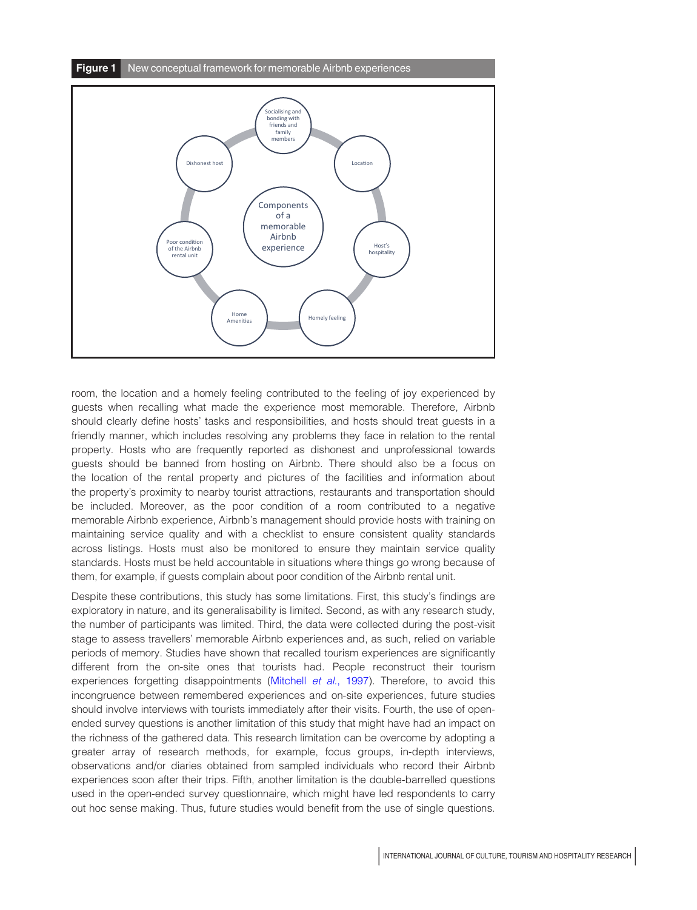**Figure 1** New conceptual framework for memorable Airbnb experiences

Components of a memorable Airbnb experience: Socialising and bonding with friends and family members; Location; Host's hospitality; Homely feeling; Home Amenities; Poor condition of the Airbnb rental unit; Dishonest host

room, the location and a homely feeling contributed to the feeling of joy experienced by guests when recalling what made the experience most memorable. Therefore, Airbnb should clearly define hosts' tasks and responsibilities, and hosts should treat guests in a friendly manner, which includes resolving any problems they face in relation to the rental property. Hosts who are frequently reported as dishonest and unprofessional towards guests should be banned from hosting on Airbnb. There should also be a focus on the location of the rental property and pictures of the facilities and information about the property's proximity to nearby tourist attractions, restaurants and transportation should be included. Moreover, as the poor condition of a room contributed to a negative memorable Airbnb experience, Airbnb's management should provide hosts with training on maintaining service quality and with a checklist to ensure consistent quality standards across listings. Hosts must also be monitored to ensure they maintain service quality standards. Hosts must be held accountable in situations where things go wrong because of them, for example, if guests complain about poor condition of the Airbnb rental unit.

Despite these contributions, this study has some limitations. First, this study's findings are exploratory in nature, and its generalisability is limited. Second, as with any research study, the number of participants was limited. Third, the data were collected during the post-visit stage to assess travellers' memorable Airbnb experiences and, as such, relied on variable periods of memory. Studies have shown that recalled tourism experiences are significantly different from the on-site ones that tourists had. People reconstruct their tourism experiences forgetting disappointments (Mitchell *et al.*, 1997). Therefore, to avoid this incongruence between remembered experiences and on-site experiences, future studies should involve interviews with tourists immediately after their visits. Fourth, the use of open-ended survey questions is another limitation of this study that might have had an impact on the richness of the gathered data. This research limitation can be overcome by adopting a greater array of research methods, for example, focus groups, in-depth interviews, observations and/or diaries obtained from sampled individuals who record their Airbnb experiences soon after their trips. Fifth, another limitation is the double-barrelled questions used in the open-ended survey questionnaire, which might have led respondents to carry out hoc sense making. Thus, future studies would benefit from the use of single questions.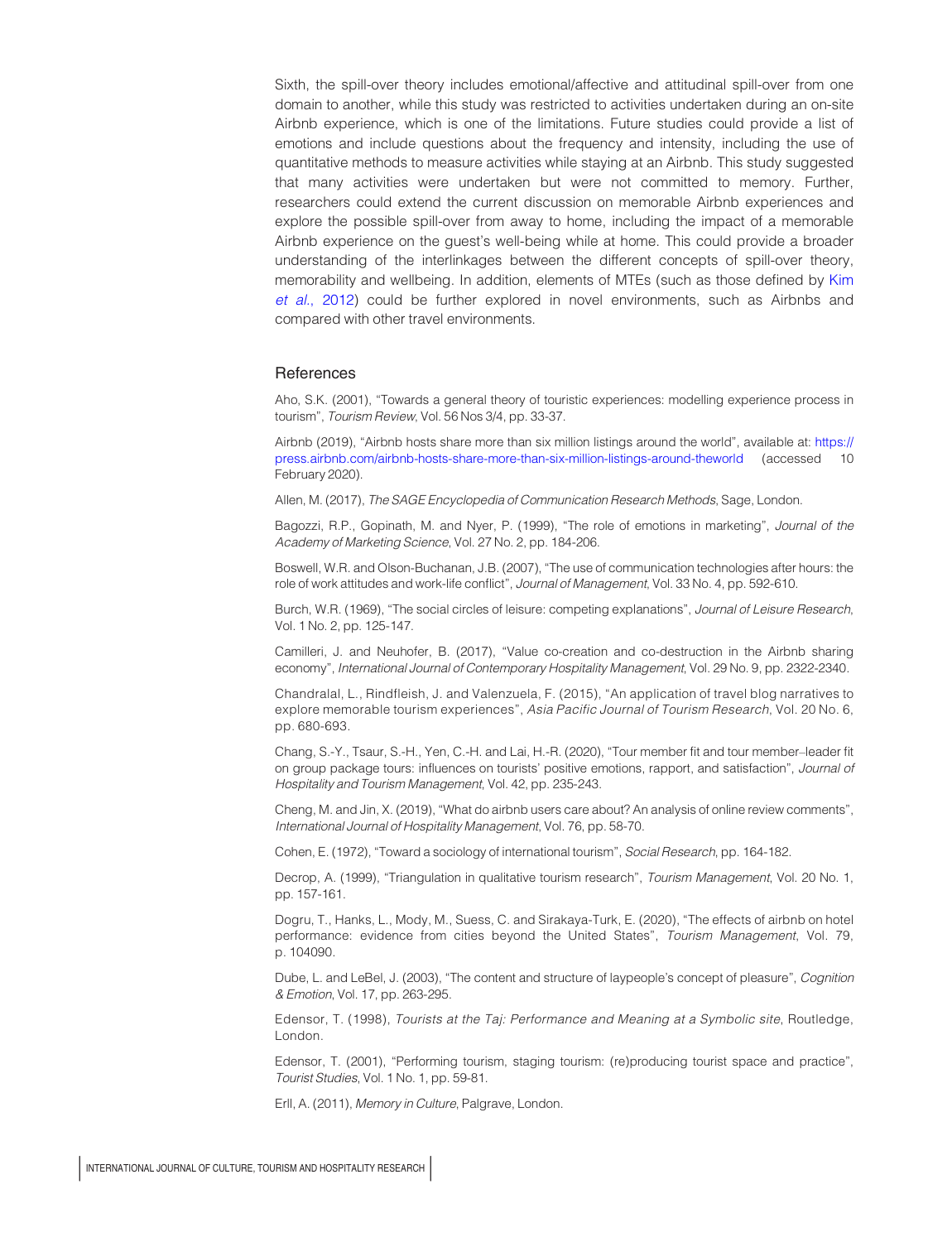Sixth, the spill-over theory includes emotional/affective and attitudinal spill-over from one domain to another, while this study was restricted to activities undertaken during an on-site Airbnb experience, which is one of the limitations. Future studies could provide a list of emotions and include questions about the frequency and intensity, including the use of quantitative methods to measure activities while staying at an Airbnb. This study suggested that many activities were undertaken but were not committed to memory. Further, researchers could extend the current discussion on memorable Airbnb experiences and explore the possible spill-over from away to home, including the impact of a memorable Airbnb experience on the guest's well-being while at home. This could provide a broader understanding of the interlinkages between the different concepts of spill-over theory, memorability and wellbeing. In addition, elements of MTEs (such as those defined by Kim *et al.*, 2012) could be further explored in novel environments, such as Airbnbs and compared with other travel environments.

## References

Aho, S.K. (2001), "Towards a general theory of touristic experiences: modelling experience process in tourism", *Tourism Review*, Vol. 56 Nos 3/4, pp. 33-37.

Airbnb (2019), "Airbnb hosts share more than six million listings around the world", available at: https://press.airbnb.com/airbnb-hosts-share-more-than-six-million-listings-around-theworld (accessed 10 February 2020).

Allen, M. (2017), *The SAGE Encyclopedia of Communication Research Methods*, Sage, London.

Bagozzi, R.P., Gopinath, M. and Nyer, P. (1999), "The role of emotions in marketing", *Journal of the Academy of Marketing Science*, Vol. 27 No. 2, pp. 184-206.

Boswell, W.R. and Olson-Buchanan, J.B. (2007), "The use of communication technologies after hours: the role of work attitudes and work-life conflict", *Journal of Management*, Vol. 33 No. 4, pp. 592-610.

Burch, W.R. (1969), "The social circles of leisure: competing explanations", *Journal of Leisure Research*, Vol. 1 No. 2, pp. 125-147.

Camilleri, J. and Neuhofer, B. (2017), "Value co-creation and co-destruction in the Airbnb sharing economy", *International Journal of Contemporary Hospitality Management*, Vol. 29 No. 9, pp. 2322-2340.

Chandralal, L., Rindfleish, J. and Valenzuela, F. (2015), "An application of travel blog narratives to explore memorable tourism experiences", *Asia Pacific Journal of Tourism Research*, Vol. 20 No. 6, pp. 680-693.

Chang, S.-Y., Tsaur, S.-H., Yen, C.-H. and Lai, H.-R. (2020), "Tour member fit and tour member–leader fit on group package tours: influences on tourists' positive emotions, rapport, and satisfaction", *Journal of Hospitality and Tourism Management*, Vol. 42, pp. 235-243.

Cheng, M. and Jin, X. (2019), "What do airbnb users care about? An analysis of online review comments", *International Journal of Hospitality Management*, Vol. 76, pp. 58-70.

Cohen, E. (1972), "Toward a sociology of international tourism", *Social Research*, pp. 164-182.

Decrop, A. (1999), "Triangulation in qualitative tourism research", *Tourism Management*, Vol. 20 No. 1, pp. 157-161.

Dogru, T., Hanks, L., Mody, M., Suess, C. and Sirakaya-Turk, E. (2020), "The effects of airbnb on hotel performance: evidence from cities beyond the United States", *Tourism Management*, Vol. 79, p. 104090.

Dube, L. and LeBel, J. (2003), "The content and structure of laypeople's concept of pleasure", *Cognition & Emotion*, Vol. 17, pp. 263-295.

Edensor, T. (1998), *Tourists at the Taj: Performance and Meaning at a Symbolic site*, Routledge, London.

Edensor, T. (2001), "Performing tourism, staging tourism: (re)producing tourist space and practice", *Tourist Studies*, Vol. 1 No. 1, pp. 59-81.

Erll, A. (2011), *Memory in Culture*, Palgrave, London.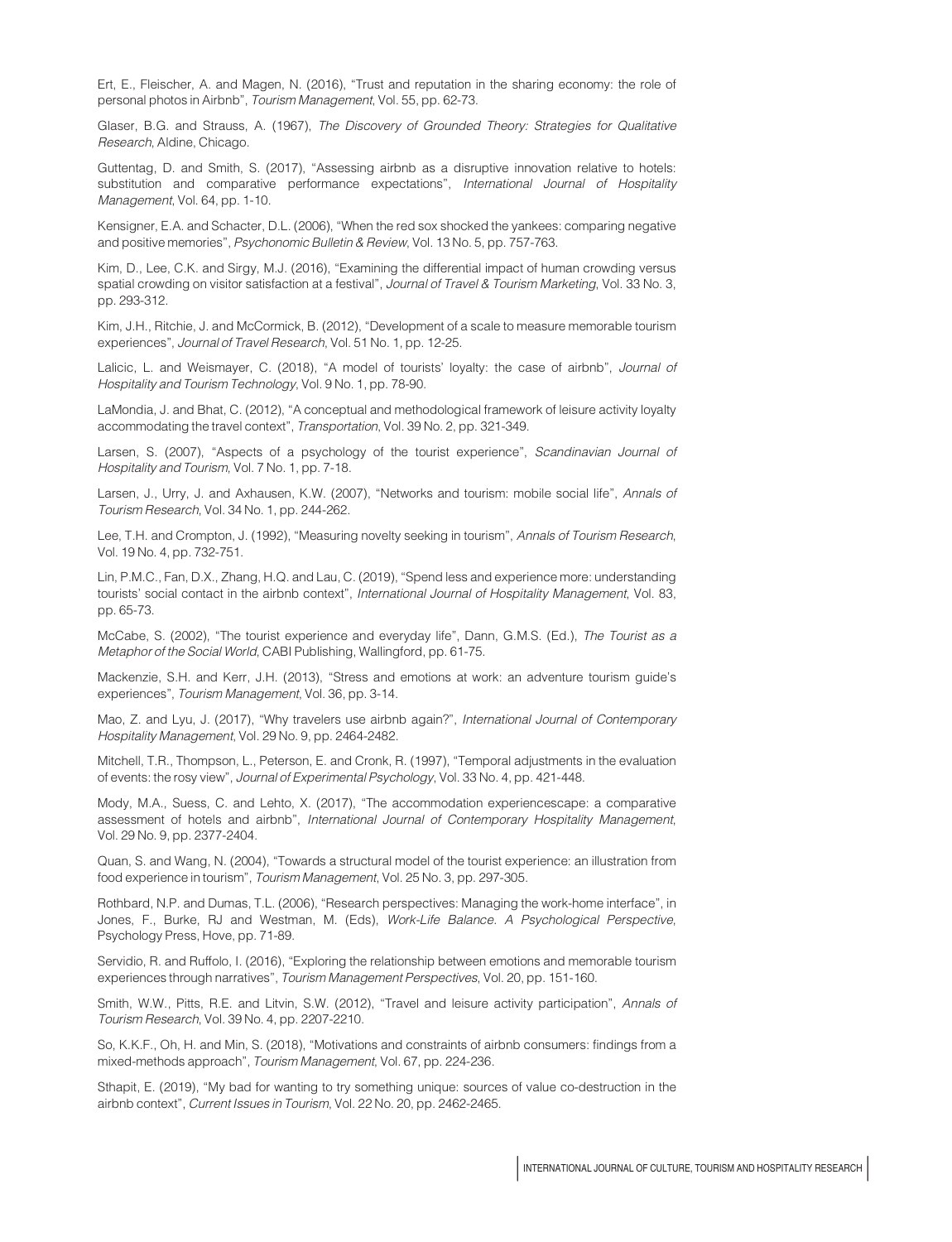Ert, E., Fleischer, A. and Magen, N. (2016), "Trust and reputation in the sharing economy: the role of personal photos in Airbnb", *Tourism Management*, Vol. 55, pp. 62-73.

Glaser, B.G. and Strauss, A. (1967), *The Discovery of Grounded Theory: Strategies for Qualitative Research*, Aldine, Chicago.

Guttentag, D. and Smith, S. (2017), "Assessing airbnb as a disruptive innovation relative to hotels: substitution and comparative performance expectations", *International Journal of Hospitality Management*, Vol. 64, pp. 1-10.

Kensigner, E.A. and Schacter, D.L. (2006), "When the red sox shocked the yankees: comparing negative and positive memories", *Psychonomic Bulletin & Review*, Vol. 13 No. 5, pp. 757-763.

Kim, D., Lee, C.K. and Sirgy, M.J. (2016), "Examining the differential impact of human crowding versus spatial crowding on visitor satisfaction at a festival", *Journal of Travel & Tourism Marketing*, Vol. 33 No. 3, pp. 293-312.

Kim, J.H., Ritchie, J. and McCormick, B. (2012), "Development of a scale to measure memorable tourism experiences", *Journal of Travel Research*, Vol. 51 No. 1, pp. 12-25.

Lalicic, L. and Weismayer, C. (2018), "A model of tourists' loyalty: the case of airbnb", *Journal of Hospitality and Tourism Technology*, Vol. 9 No. 1, pp. 78-90.

LaMondia, J. and Bhat, C. (2012), "A conceptual and methodological framework of leisure activity loyalty accommodating the travel context", *Transportation*, Vol. 39 No. 2, pp. 321-349.

Larsen, S. (2007), "Aspects of a psychology of the tourist experience", *Scandinavian Journal of Hospitality and Tourism*, Vol. 7 No. 1, pp. 7-18.

Larsen, J., Urry, J. and Axhausen, K.W. (2007), "Networks and tourism: mobile social life", *Annals of Tourism Research*, Vol. 34 No. 1, pp. 244-262.

Lee, T.H. and Crompton, J. (1992), "Measuring novelty seeking in tourism", *Annals of Tourism Research*, Vol. 19 No. 4, pp. 732-751.

Lin, P.M.C., Fan, D.X., Zhang, H.Q. and Lau, C. (2019), "Spend less and experience more: understanding tourists' social contact in the airbnb context", *International Journal of Hospitality Management*, Vol. 83, pp. 65-73.

McCabe, S. (2002), "The tourist experience and everyday life", Dann, G.M.S. (Ed.), *The Tourist as a Metaphor of the Social World*, CABI Publishing, Wallingford, pp. 61-75.

Mackenzie, S.H. and Kerr, J.H. (2013), "Stress and emotions at work: an adventure tourism guide's experiences", *Tourism Management*, Vol. 36, pp. 3-14.

Mao, Z. and Lyu, J. (2017), "Why travelers use airbnb again?", *International Journal of Contemporary Hospitality Management*, Vol. 29 No. 9, pp. 2464-2482.

Mitchell, T.R., Thompson, L., Peterson, E. and Cronk, R. (1997), "Temporal adjustments in the evaluation of events: the rosy view", *Journal of Experimental Psychology*, Vol. 33 No. 4, pp. 421-448.

Mody, M.A., Suess, C. and Lehto, X. (2017), "The accommodation experiencescape: a comparative assessment of hotels and airbnb", *International Journal of Contemporary Hospitality Management*, Vol. 29 No. 9, pp. 2377-2404.

Quan, S. and Wang, N. (2004), "Towards a structural model of the tourist experience: an illustration from food experience in tourism", *Tourism Management*, Vol. 25 No. 3, pp. 297-305.

Rothbard, N.P. and Dumas, T.L. (2006), "Research perspectives: Managing the work-home interface", in Jones, F., Burke, RJ and Westman, M. (Eds), *Work-Life Balance. A Psychological Perspective*, Psychology Press, Hove, pp. 71-89.

Servidio, R. and Ruffolo, I. (2016), "Exploring the relationship between emotions and memorable tourism experiences through narratives", *Tourism Management Perspectives*, Vol. 20, pp. 151-160.

Smith, W.W., Pitts, R.E. and Litvin, S.W. (2012), "Travel and leisure activity participation", *Annals of Tourism Research*, Vol. 39 No. 4, pp. 2207-2210.

So, K.K.F., Oh, H. and Min, S. (2018), "Motivations and constraints of airbnb consumers: findings from a mixed-methods approach", *Tourism Management*, Vol. 67, pp. 224-236.

Sthapit, E. (2019), "My bad for wanting to try something unique: sources of value co-destruction in the airbnb context", *Current Issues in Tourism*, Vol. 22 No. 20, pp. 2462-2465.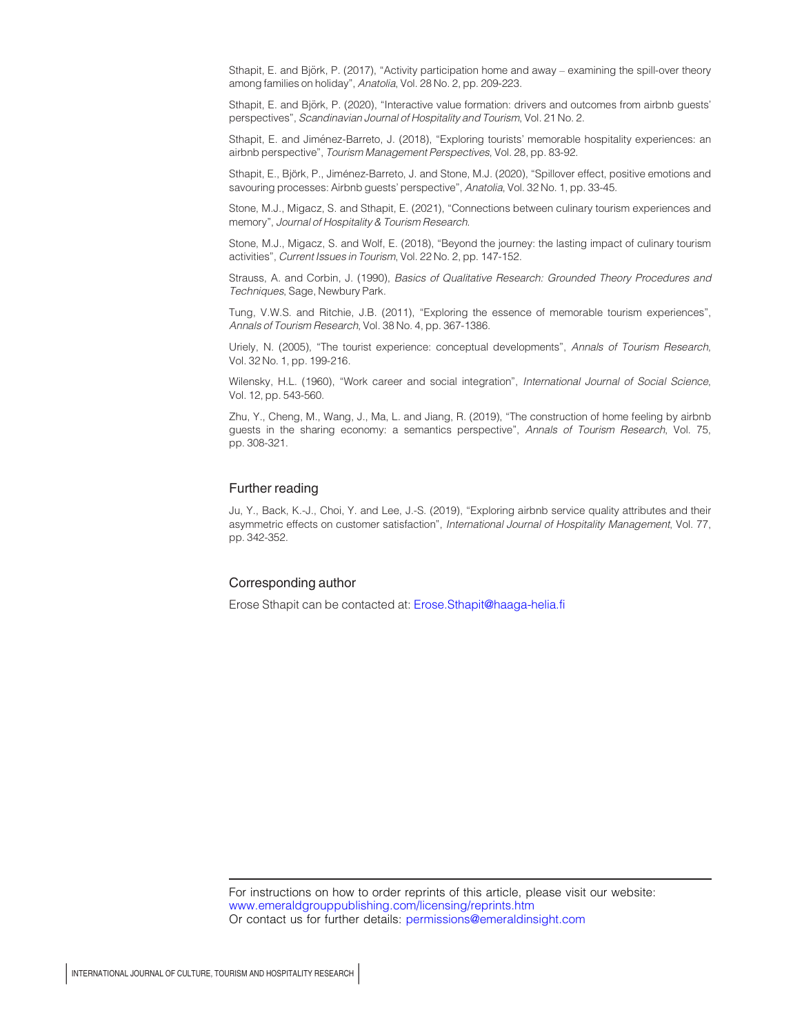Sthapit, E. and Björk, P. (2017), "Activity participation home and away – examining the spill-over theory among families on holiday", *Anatolia*, Vol. 28 No. 2, pp. 209-223.

Sthapit, E. and Björk, P. (2020), "Interactive value formation: drivers and outcomes from airbnb guests' perspectives", *Scandinavian Journal of Hospitality and Tourism*, Vol. 21 No. 2.

Sthapit, E. and Jiménez-Barreto, J. (2018), "Exploring tourists' memorable hospitality experiences: an airbnb perspective", *Tourism Management Perspectives*, Vol. 28, pp. 83-92.

Sthapit, E., Björk, P., Jiménez-Barreto, J. and Stone, M.J. (2020), "Spillover effect, positive emotions and savouring processes: Airbnb guests' perspective", *Anatolia*, Vol. 32 No. 1, pp. 33-45.

Stone, M.J., Migacz, S. and Sthapit, E. (2021), "Connections between culinary tourism experiences and memory", *Journal of Hospitality & Tourism Research*.

Stone, M.J., Migacz, S. and Wolf, E. (2018), "Beyond the journey: the lasting impact of culinary tourism activities", *Current Issues in Tourism*, Vol. 22 No. 2, pp. 147-152.

Strauss, A. and Corbin, J. (1990), *Basics of Qualitative Research: Grounded Theory Procedures and Techniques*, Sage, Newbury Park.

Tung, V.W.S. and Ritchie, J.B. (2011), "Exploring the essence of memorable tourism experiences", *Annals of Tourism Research*, Vol. 38 No. 4, pp. 367-1386.

Uriely, N. (2005), "The tourist experience: conceptual developments", *Annals of Tourism Research*, Vol. 32 No. 1, pp. 199-216.

Wilensky, H.L. (1960), "Work career and social integration", *International Journal of Social Science*, Vol. 12, pp. 543-560.

Zhu, Y., Cheng, M., Wang, J., Ma, L. and Jiang, R. (2019), "The construction of home feeling by airbnb guests in the sharing economy: a semantics perspective", *Annals of Tourism Research*, Vol. 75, pp. 308-321.

## Further reading

Ju, Y., Back, K.-J., Choi, Y. and Lee, J.-S. (2019), "Exploring airbnb service quality attributes and their asymmetric effects on customer satisfaction", *International Journal of Hospitality Management*, Vol. 77, pp. 342-352.

## Corresponding author

Erose Sthapit can be contacted at: Erose.Sthapit@haaga-helia.fi

---

For instructions on how to order reprints of this article, please visit our website:
www.emeraldgrouppublishing.com/licensing/reprints.htm
Or contact us for further details: permissions@emeraldinsight.com